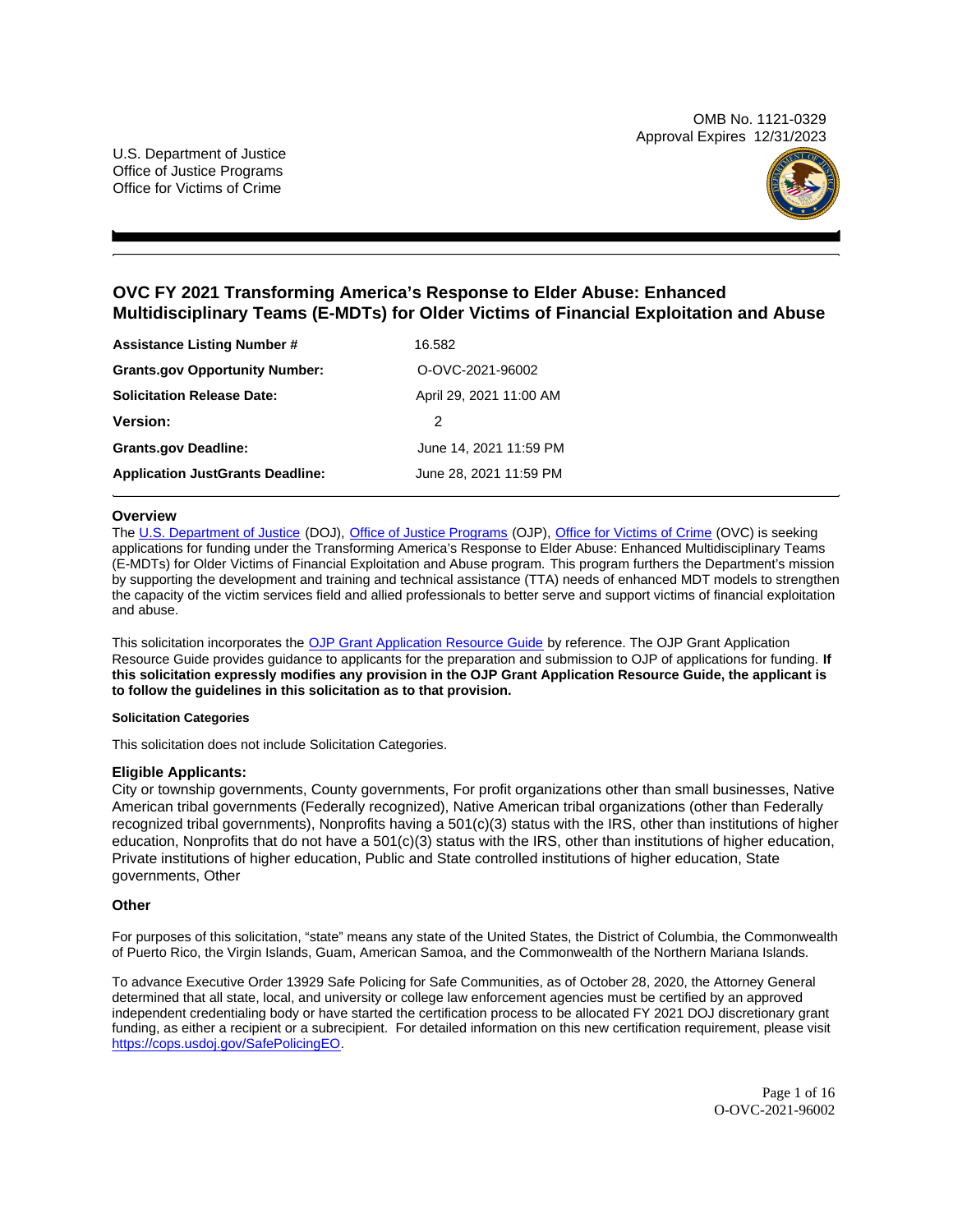OMB No. 1121-0329
Approval Expires 12/31/2023

U.S. Department of Justice
Office of Justice Programs
Office for Victims of Crime

# OVC FY 2021 Transforming America's Response to Elder Abuse: Enhanced Multidisciplinary Teams (E-MDTs) for Older Victims of Financial Exploitation and Abuse

| | |
|---|---|
| **Assistance Listing Number #** | 16.582 |
| **Grants.gov Opportunity Number:** | O-OVC-2021-96002 |
| **Solicitation Release Date:** | April 29, 2021 11:00 AM |
| **Version:** | 2 |
| **Grants.gov Deadline:** | June 14, 2021 11:59 PM |
| **Application JustGrants Deadline:** | June 28, 2021 11:59 PM |

## Overview

The U.S. Department of Justice (DOJ), Office of Justice Programs (OJP), Office for Victims of Crime (OVC) is seeking applications for funding under the Transforming America's Response to Elder Abuse: Enhanced Multidisciplinary Teams (E-MDTs) for Older Victims of Financial Exploitation and Abuse program. This program furthers the Department's mission by supporting the development and training and technical assistance (TTA) needs of enhanced MDT models to strengthen the capacity of the victim services field and allied professionals to better serve and support victims of financial exploitation and abuse.

This solicitation incorporates the OJP Grant Application Resource Guide by reference. The OJP Grant Application Resource Guide provides guidance to applicants for the preparation and submission to OJP of applications for funding. **If this solicitation expressly modifies any provision in the OJP Grant Application Resource Guide, the applicant is to follow the guidelines in this solicitation as to that provision.**

#### Solicitation Categories

This solicitation does not include Solicitation Categories.

### Eligible Applicants:

City or township governments, County governments, For profit organizations other than small businesses, Native American tribal governments (Federally recognized), Native American tribal organizations (other than Federally recognized tribal governments), Nonprofits having a 501(c)(3) status with the IRS, other than institutions of higher education, Nonprofits that do not have a 501(c)(3) status with the IRS, other than institutions of higher education, Private institutions of higher education, Public and State controlled institutions of higher education, State governments, Other

### Other

For purposes of this solicitation, "state" means any state of the United States, the District of Columbia, the Commonwealth of Puerto Rico, the Virgin Islands, Guam, American Samoa, and the Commonwealth of the Northern Mariana Islands.

To advance Executive Order 13929 Safe Policing for Safe Communities, as of October 28, 2020, the Attorney General determined that all state, local, and university or college law enforcement agencies must be certified by an approved independent credentialing body or have started the certification process to be allocated FY 2021 DOJ discretionary grant funding, as either a recipient or a subrecipient. For detailed information on this new certification requirement, please visit https://cops.usdoj.gov/SafePolicingEO.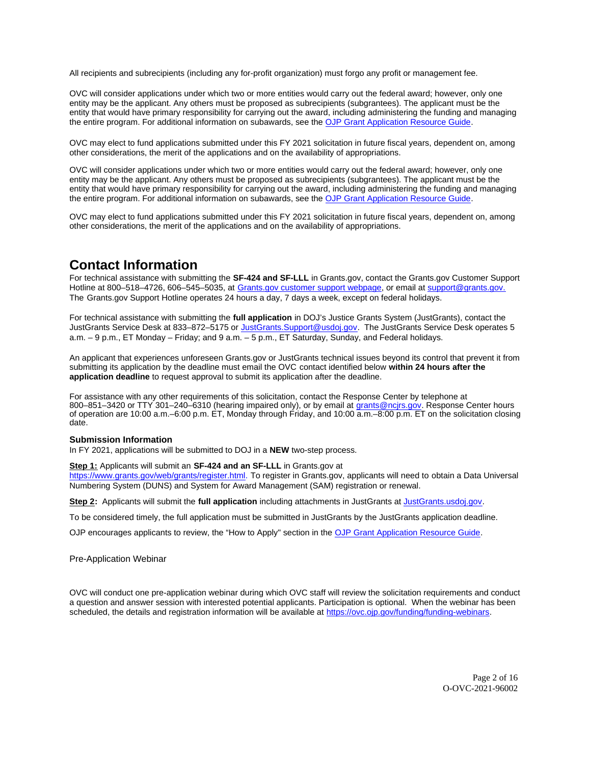All recipients and subrecipients (including any for-profit organization) must forgo any profit or management fee.

OVC will consider applications under which two or more entities would carry out the federal award; however, only one entity may be the applicant. Any others must be proposed as subrecipients (subgrantees). The applicant must be the entity that would have primary responsibility for carrying out the award, including administering the funding and managing the entire program. For additional information on subawards, see the [OJP Grant Application Resource Guide](#).

OVC may elect to fund applications submitted under this FY 2021 solicitation in future fiscal years, dependent on, among other considerations, the merit of the applications and on the availability of appropriations.

OVC will consider applications under which two or more entities would carry out the federal award; however, only one entity may be the applicant. Any others must be proposed as subrecipients (subgrantees). The applicant must be the entity that would have primary responsibility for carrying out the award, including administering the funding and managing the entire program. For additional information on subawards, see the [OJP Grant Application Resource Guide](#).

OVC may elect to fund applications submitted under this FY 2021 solicitation in future fiscal years, dependent on, among other considerations, the merit of the applications and on the availability of appropriations.

## Contact Information

For technical assistance with submitting the **SF-424 and SF-LLL** in Grants.gov, contact the Grants.gov Customer Support Hotline at 800–518–4726, 606–545–5035, at [Grants.gov customer support webpage](#), or email at [support@grants.gov.](mailto:support@grants.gov) The Grants.gov Support Hotline operates 24 hours a day, 7 days a week, except on federal holidays.

For technical assistance with submitting the **full application** in DOJ's Justice Grants System (JustGrants), contact the JustGrants Service Desk at 833–872–5175 or [JustGrants.Support@usdoj.gov](mailto:JustGrants.Support@usdoj.gov). The JustGrants Service Desk operates 5 a.m. – 9 p.m., ET Monday – Friday; and 9 a.m. – 5 p.m., ET Saturday, Sunday, and Federal holidays.

An applicant that experiences unforeseen Grants.gov or JustGrants technical issues beyond its control that prevent it from submitting its application by the deadline must email the OVC contact identified below **within 24 hours after the application deadline** to request approval to submit its application after the deadline.

For assistance with any other requirements of this solicitation, contact the Response Center by telephone at 800–851–3420 or TTY 301–240–6310 (hearing impaired only), or by email at [grants@ncjrs.gov](mailto:grants@ncjrs.gov). Response Center hours of operation are 10:00 a.m.–6:00 p.m. ET, Monday through Friday, and 10:00 a.m.–8:00 p.m. ET on the solicitation closing date.

### Submission Information

In FY 2021, applications will be submitted to DOJ in a **NEW** two-step process.

**Step 1:** Applicants will submit an **SF-424 and an SF-LLL** in Grants.gov at [https://www.grants.gov/web/grants/register.html](https://www.grants.gov/web/grants/register.html). To register in Grants.gov, applicants will need to obtain a Data Universal Numbering System (DUNS) and System for Award Management (SAM) registration or renewal.

**Step 2:** Applicants will submit the **full application** including attachments in JustGrants at [JustGrants.usdoj.gov](https://justgrants.usdoj.gov).

To be considered timely, the full application must be submitted in JustGrants by the JustGrants application deadline.

OJP encourages applicants to review, the "How to Apply" section in the [OJP Grant Application Resource Guide](#).

Pre-Application Webinar

OVC will conduct one pre-application webinar during which OVC staff will review the solicitation requirements and conduct a question and answer session with interested potential applicants. Participation is optional. When the webinar has been scheduled, the details and registration information will be available at [https://ovc.ojp.gov/funding/funding-webinars](https://ovc.ojp.gov/funding/funding-webinars).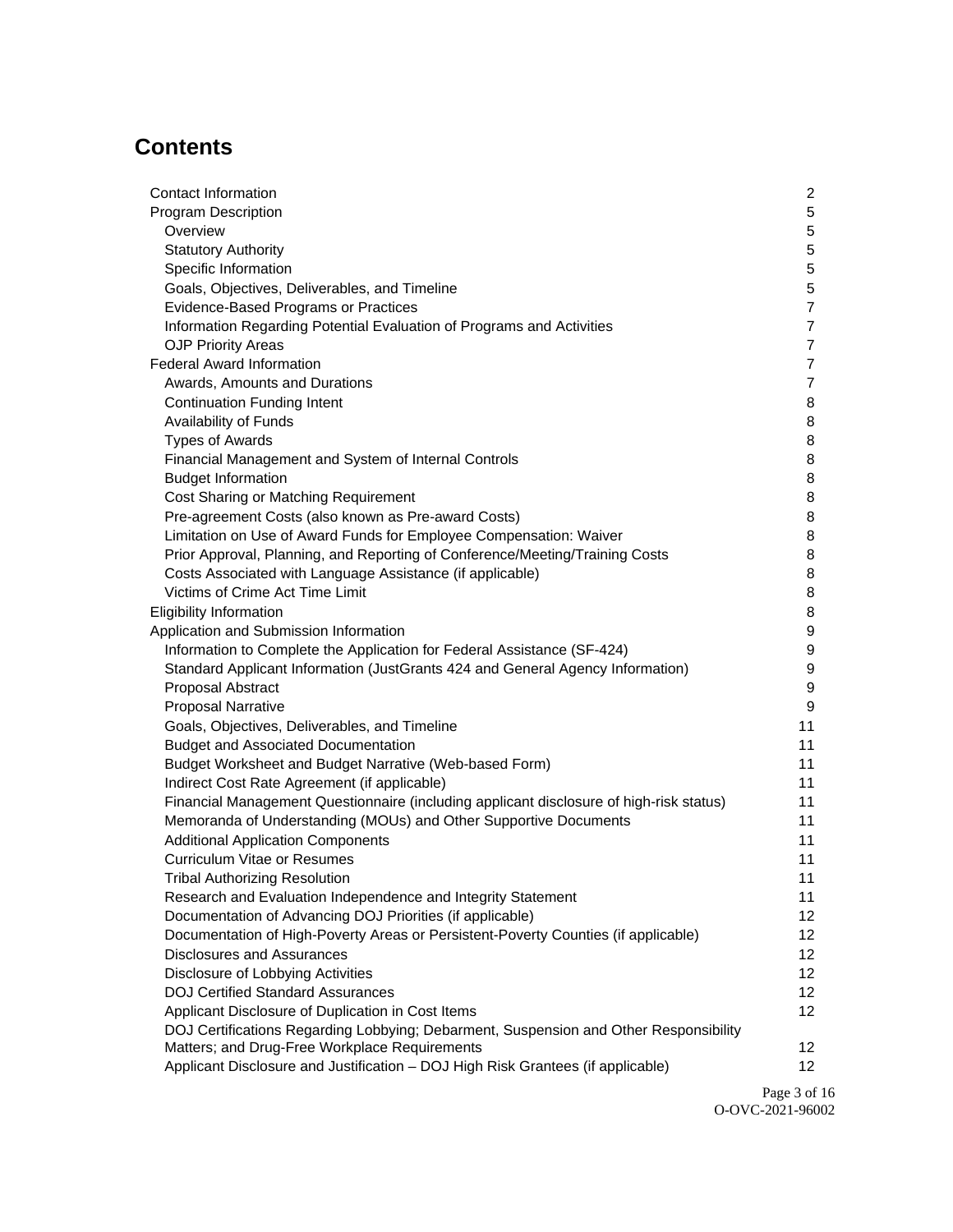# Contents

- Contact Information 2
- Program Description 5
  - Overview 5
  - Statutory Authority 5
  - Specific Information 5
  - Goals, Objectives, Deliverables, and Timeline 5
  - Evidence-Based Programs or Practices 7
  - Information Regarding Potential Evaluation of Programs and Activities 7
  - OJP Priority Areas 7
- Federal Award Information 7
  - Awards, Amounts and Durations 7
  - Continuation Funding Intent 8
  - Availability of Funds 8
  - Types of Awards 8
  - Financial Management and System of Internal Controls 8
  - Budget Information 8
  - Cost Sharing or Matching Requirement 8
  - Pre-agreement Costs (also known as Pre-award Costs) 8
  - Limitation on Use of Award Funds for Employee Compensation: Waiver 8
  - Prior Approval, Planning, and Reporting of Conference/Meeting/Training Costs 8
  - Costs Associated with Language Assistance (if applicable) 8
  - Victims of Crime Act Time Limit 8
- Eligibility Information 8
- Application and Submission Information 9
  - Information to Complete the Application for Federal Assistance (SF-424) 9
  - Standard Applicant Information (JustGrants 424 and General Agency Information) 9
  - Proposal Abstract 9
  - Proposal Narrative 9
  - Goals, Objectives, Deliverables, and Timeline 11
  - Budget and Associated Documentation 11
  - Budget Worksheet and Budget Narrative (Web-based Form) 11
  - Indirect Cost Rate Agreement (if applicable) 11
  - Financial Management Questionnaire (including applicant disclosure of high-risk status) 11
  - Memoranda of Understanding (MOUs) and Other Supportive Documents 11
  - Additional Application Components 11
  - Curriculum Vitae or Resumes 11
  - Tribal Authorizing Resolution 11
  - Research and Evaluation Independence and Integrity Statement 11
  - Documentation of Advancing DOJ Priorities (if applicable) 12
  - Documentation of High-Poverty Areas or Persistent-Poverty Counties (if applicable) 12
  - Disclosures and Assurances 12
  - Disclosure of Lobbying Activities 12
  - DOJ Certified Standard Assurances 12
  - Applicant Disclosure of Duplication in Cost Items 12
  - DOJ Certifications Regarding Lobbying; Debarment, Suspension and Other Responsibility Matters; and Drug-Free Workplace Requirements 12
  - Applicant Disclosure and Justification – DOJ High Risk Grantees (if applicable) 12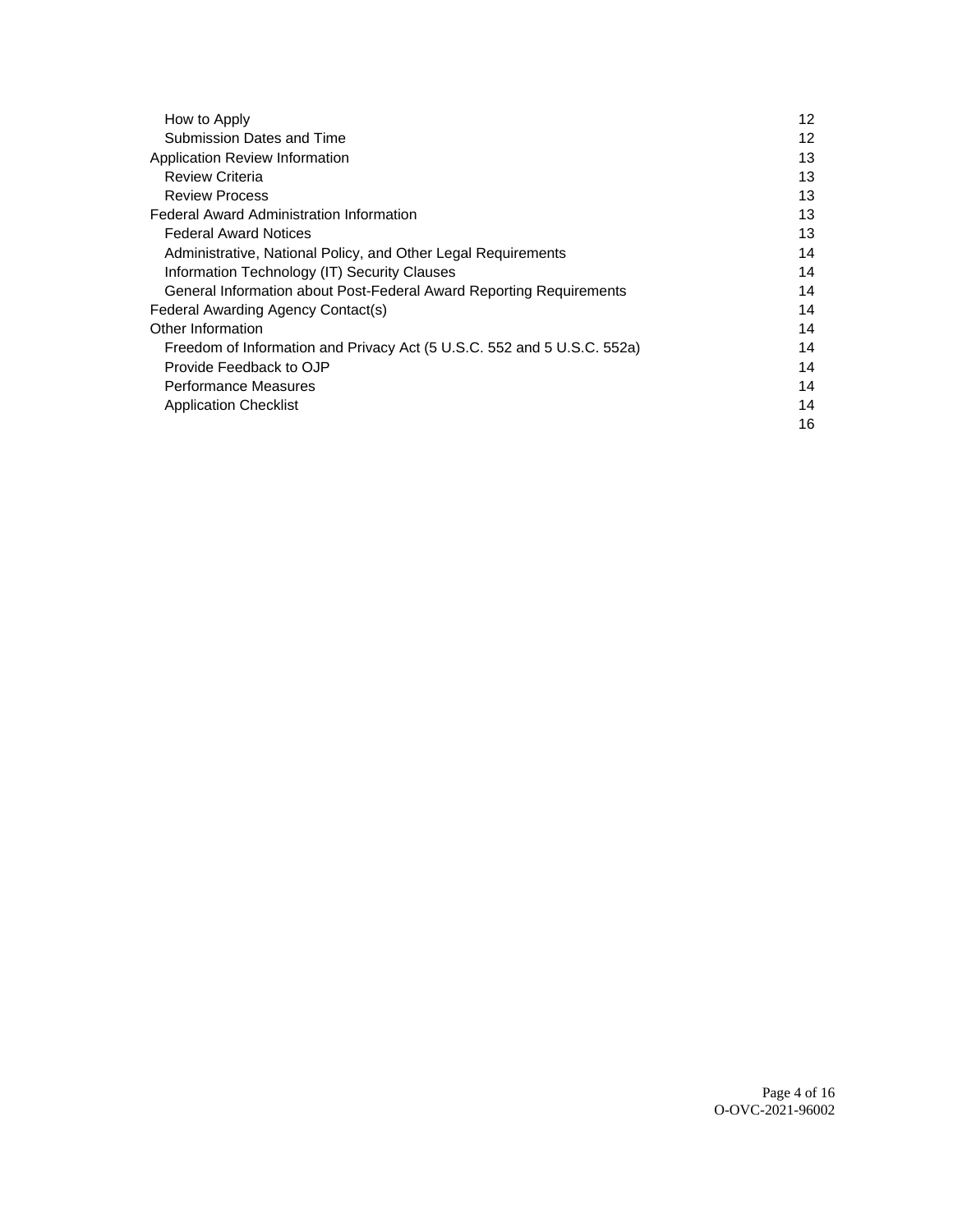| | |
|---|---|
| How to Apply | 12 |
| Submission Dates and Time | 12 |
| Application Review Information | 13 |
| Review Criteria | 13 |
| Review Process | 13 |
| Federal Award Administration Information | 13 |
| Federal Award Notices | 13 |
| Administrative, National Policy, and Other Legal Requirements | 14 |
| Information Technology (IT) Security Clauses | 14 |
| General Information about Post-Federal Award Reporting Requirements | 14 |
| Federal Awarding Agency Contact(s) | 14 |
| Other Information | 14 |
| Freedom of Information and Privacy Act (5 U.S.C. 552 and 5 U.S.C. 552a) | 14 |
| Provide Feedback to OJP | 14 |
| Performance Measures | 14 |
| Application Checklist | 14 |
| | 16 |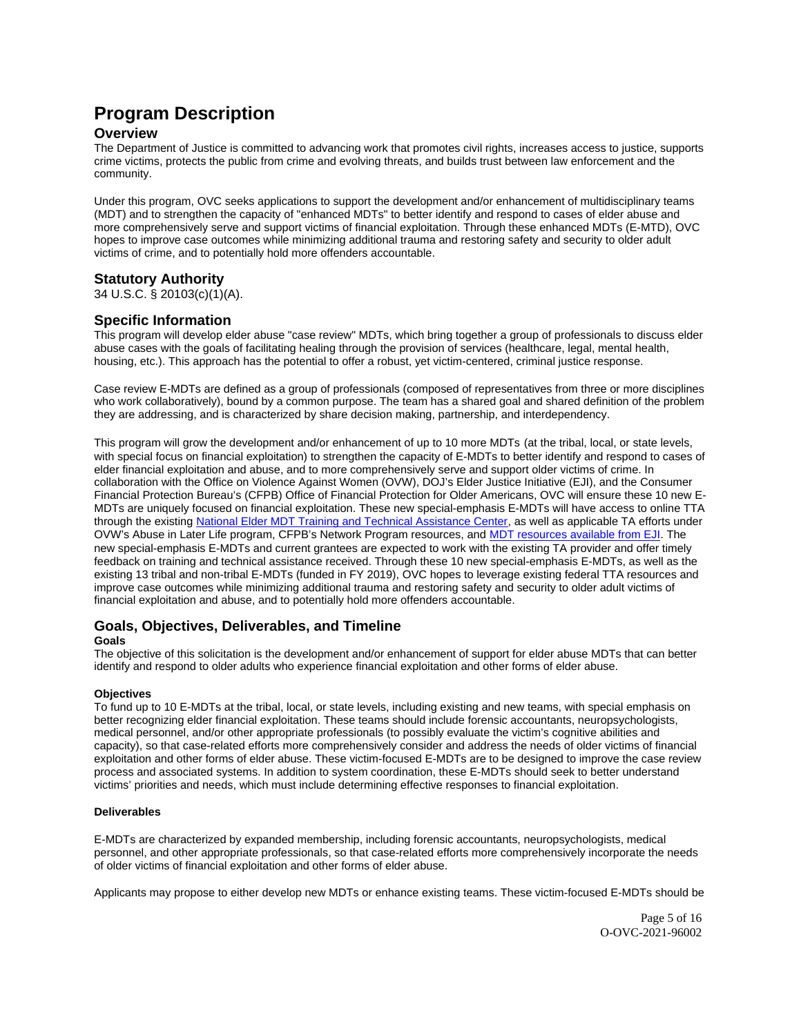# Program Description

## Overview

The Department of Justice is committed to advancing work that promotes civil rights, increases access to justice, supports crime victims, protects the public from crime and evolving threats, and builds trust between law enforcement and the community.

Under this program, OVC seeks applications to support the development and/or enhancement of multidisciplinary teams (MDT) and to strengthen the capacity of "enhanced MDTs" to better identify and respond to cases of elder abuse and more comprehensively serve and support victims of financial exploitation. Through these enhanced MDTs (E-MTD), OVC hopes to improve case outcomes while minimizing additional trauma and restoring safety and security to older adult victims of crime, and to potentially hold more offenders accountable.

## Statutory Authority

34 U.S.C. § 20103(c)(1)(A).

## Specific Information

This program will develop elder abuse "case review" MDTs, which bring together a group of professionals to discuss elder abuse cases with the goals of facilitating healing through the provision of services (healthcare, legal, mental health, housing, etc.). This approach has the potential to offer a robust, yet victim-centered, criminal justice response.

Case review E-MDTs are defined as a group of professionals (composed of representatives from three or more disciplines who work collaboratively), bound by a common purpose. The team has a shared goal and shared definition of the problem they are addressing, and is characterized by share decision making, partnership, and interdependency.

This program will grow the development and/or enhancement of up to 10 more MDTs (at the tribal, local, or state levels, with special focus on financial exploitation) to strengthen the capacity of E-MDTs to better identify and respond to cases of elder financial exploitation and abuse, and to more comprehensively serve and support older victims of crime. In collaboration with the Office on Violence Against Women (OVW), DOJ's Elder Justice Initiative (EJI), and the Consumer Financial Protection Bureau's (CFPB) Office of Financial Protection for Older Americans, OVC will ensure these 10 new E-MDTs are uniquely focused on financial exploitation. These new special-emphasis E-MDTs will have access to online TTA through the existing National Elder MDT Training and Technical Assistance Center, as well as applicable TA efforts under OVW's Abuse in Later Life program, CFPB's Network Program resources, and MDT resources available from EJI. The new special-emphasis E-MDTs and current grantees are expected to work with the existing TA provider and offer timely feedback on training and technical assistance received. Through these 10 new special-emphasis E-MDTs, as well as the existing 13 tribal and non-tribal E-MDTs (funded in FY 2019), OVC hopes to leverage existing federal TTA resources and improve case outcomes while minimizing additional trauma and restoring safety and security to older adult victims of financial exploitation and abuse, and to potentially hold more offenders accountable.

## Goals, Objectives, Deliverables, and Timeline

### Goals

The objective of this solicitation is the development and/or enhancement of support for elder abuse MDTs that can better identify and respond to older adults who experience financial exploitation and other forms of elder abuse.

### Objectives

To fund up to 10 E-MDTs at the tribal, local, or state levels, including existing and new teams, with special emphasis on better recognizing elder financial exploitation. These teams should include forensic accountants, neuropsychologists, medical personnel, and/or other appropriate professionals (to possibly evaluate the victim's cognitive abilities and capacity), so that case-related efforts more comprehensively consider and address the needs of older victims of financial exploitation and other forms of elder abuse. These victim-focused E-MDTs are to be designed to improve the case review process and associated systems. In addition to system coordination, these E-MDTs should seek to better understand victims' priorities and needs, which must include determining effective responses to financial exploitation.

### Deliverables

E-MDTs are characterized by expanded membership, including forensic accountants, neuropsychologists, medical personnel, and other appropriate professionals, so that case-related efforts more comprehensively incorporate the needs of older victims of financial exploitation and other forms of elder abuse.

Applicants may propose to either develop new MDTs or enhance existing teams. These victim-focused E-MDTs should be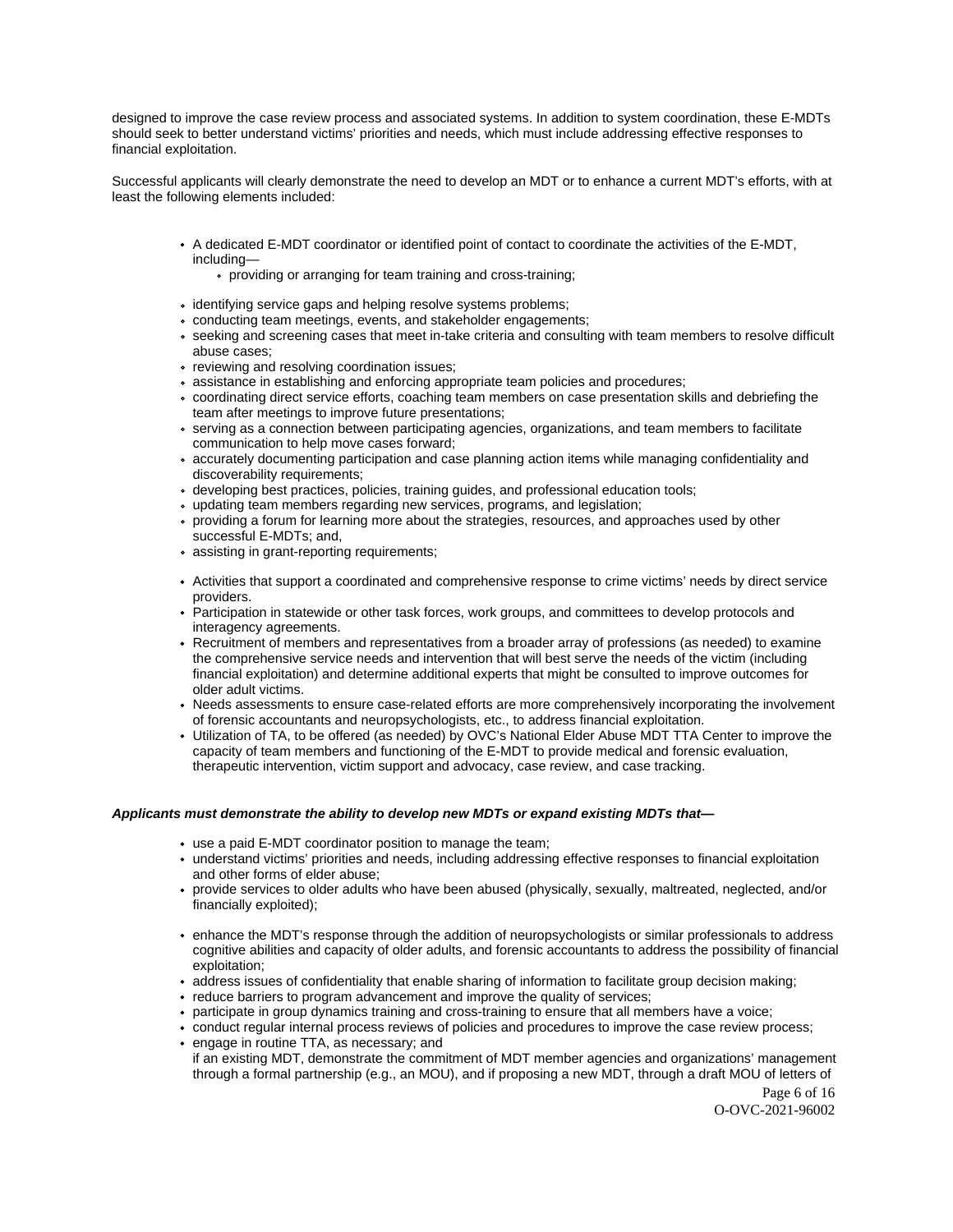designed to improve the case review process and associated systems. In addition to system coordination, these E-MDTs should seek to better understand victims' priorities and needs, which must include addressing effective responses to financial exploitation.

Successful applicants will clearly demonstrate the need to develop an MDT or to enhance a current MDT's efforts, with at least the following elements included:

- A dedicated E-MDT coordinator or identified point of contact to coordinate the activities of the E-MDT, including—
    - providing or arranging for team training and cross-training;
- identifying service gaps and helping resolve systems problems;
- conducting team meetings, events, and stakeholder engagements;
- seeking and screening cases that meet in-take criteria and consulting with team members to resolve difficult abuse cases;
- reviewing and resolving coordination issues;
- assistance in establishing and enforcing appropriate team policies and procedures;
- coordinating direct service efforts, coaching team members on case presentation skills and debriefing the team after meetings to improve future presentations;
- serving as a connection between participating agencies, organizations, and team members to facilitate communication to help move cases forward;
- accurately documenting participation and case planning action items while managing confidentiality and discoverability requirements;
- developing best practices, policies, training guides, and professional education tools;
- updating team members regarding new services, programs, and legislation;
- providing a forum for learning more about the strategies, resources, and approaches used by other successful E-MDTs; and,
- assisting in grant-reporting requirements;

- Activities that support a coordinated and comprehensive response to crime victims' needs by direct service providers.
- Participation in statewide or other task forces, work groups, and committees to develop protocols and interagency agreements.
- Recruitment of members and representatives from a broader array of professions (as needed) to examine the comprehensive service needs and intervention that will best serve the needs of the victim (including financial exploitation) and determine additional experts that might be consulted to improve outcomes for older adult victims.
- Needs assessments to ensure case-related efforts are more comprehensively incorporating the involvement of forensic accountants and neuropsychologists, etc., to address financial exploitation.
- Utilization of TA, to be offered (as needed) by OVC's National Elder Abuse MDT TTA Center to improve the capacity of team members and functioning of the E-MDT to provide medical and forensic evaluation, therapeutic intervention, victim support and advocacy, case review, and case tracking.

***Applicants must demonstrate the ability to develop new MDTs or expand existing MDTs that—***

- use a paid E-MDT coordinator position to manage the team;
- understand victims' priorities and needs, including addressing effective responses to financial exploitation and other forms of elder abuse;
- provide services to older adults who have been abused (physically, sexually, maltreated, neglected, and/or financially exploited);
- enhance the MDT's response through the addition of neuropsychologists or similar professionals to address cognitive abilities and capacity of older adults, and forensic accountants to address the possibility of financial exploitation;
- address issues of confidentiality that enable sharing of information to facilitate group decision making;
- reduce barriers to program advancement and improve the quality of services;
- participate in group dynamics training and cross-training to ensure that all members have a voice;
- conduct regular internal process reviews of policies and procedures to improve the case review process;
- engage in routine TTA, as necessary; and
  if an existing MDT, demonstrate the commitment of MDT member agencies and organizations' management through a formal partnership (e.g., an MOU), and if proposing a new MDT, through a draft MOU of letters of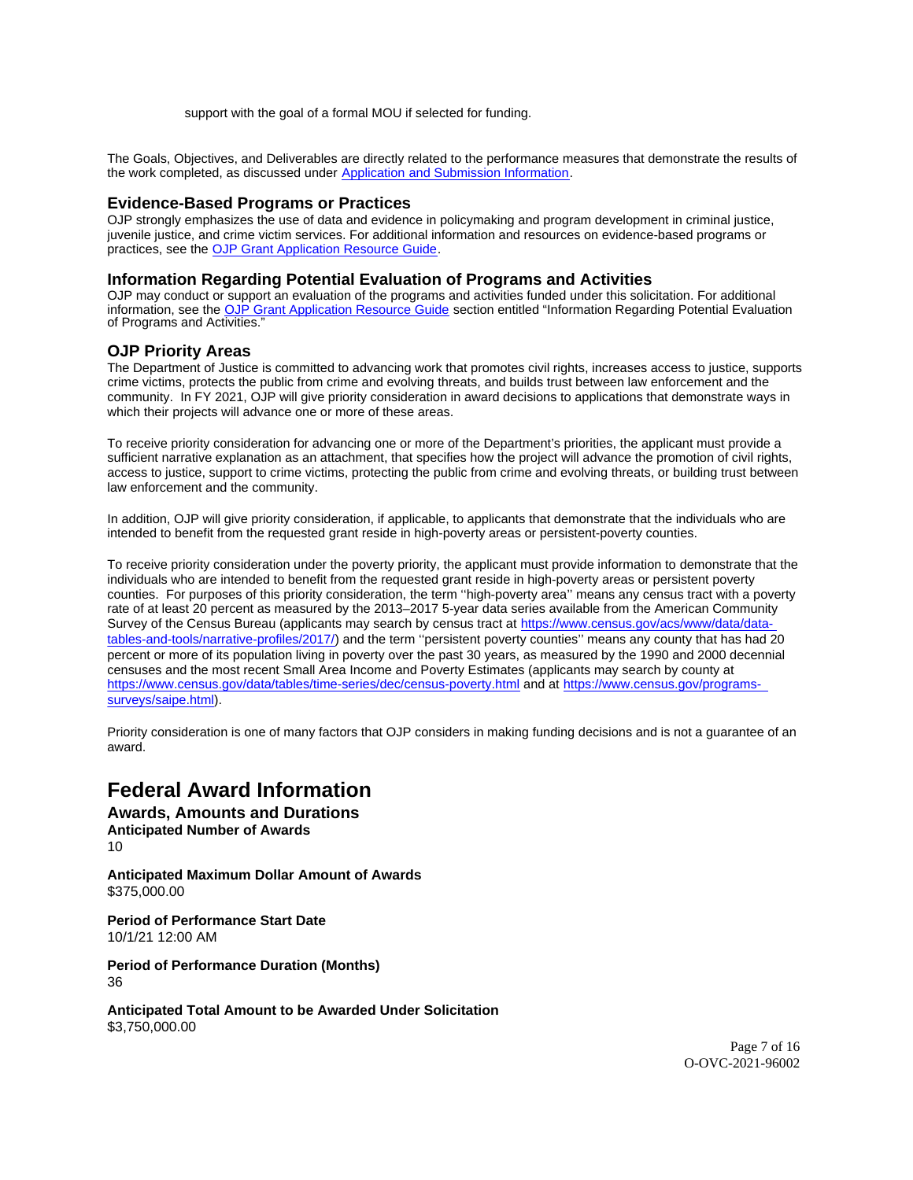support with the goal of a formal MOU if selected for funding.

The Goals, Objectives, and Deliverables are directly related to the performance measures that demonstrate the results of the work completed, as discussed under Application and Submission Information.

## Evidence-Based Programs or Practices

OJP strongly emphasizes the use of data and evidence in policymaking and program development in criminal justice, juvenile justice, and crime victim services. For additional information and resources on evidence-based programs or practices, see the OJP Grant Application Resource Guide.

## Information Regarding Potential Evaluation of Programs and Activities

OJP may conduct or support an evaluation of the programs and activities funded under this solicitation. For additional information, see the OJP Grant Application Resource Guide section entitled "Information Regarding Potential Evaluation of Programs and Activities."

## OJP Priority Areas

The Department of Justice is committed to advancing work that promotes civil rights, increases access to justice, supports crime victims, protects the public from crime and evolving threats, and builds trust between law enforcement and the community. In FY 2021, OJP will give priority consideration in award decisions to applications that demonstrate ways in which their projects will advance one or more of these areas.

To receive priority consideration for advancing one or more of the Department's priorities, the applicant must provide a sufficient narrative explanation as an attachment, that specifies how the project will advance the promotion of civil rights, access to justice, support to crime victims, protecting the public from crime and evolving threats, or building trust between law enforcement and the community.

In addition, OJP will give priority consideration, if applicable, to applicants that demonstrate that the individuals who are intended to benefit from the requested grant reside in high-poverty areas or persistent-poverty counties.

To receive priority consideration under the poverty priority, the applicant must provide information to demonstrate that the individuals who are intended to benefit from the requested grant reside in high-poverty areas or persistent poverty counties. For purposes of this priority consideration, the term ''high-poverty area'' means any census tract with a poverty rate of at least 20 percent as measured by the 2013–2017 5-year data series available from the American Community Survey of the Census Bureau (applicants may search by census tract at https://www.census.gov/acs/www/data/data-tables-and-tools/narrative-profiles/2017/) and the term ''persistent poverty counties'' means any county that has had 20 percent or more of its population living in poverty over the past 30 years, as measured by the 1990 and 2000 decennial censuses and the most recent Small Area Income and Poverty Estimates (applicants may search by county at https://www.census.gov/data/tables/time-series/dec/census-poverty.html and at https://www.census.gov/programs-surveys/saipe.html).

Priority consideration is one of many factors that OJP considers in making funding decisions and is not a guarantee of an award.

# Federal Award Information

## Awards, Amounts and Durations

**Anticipated Number of Awards**
10

**Anticipated Maximum Dollar Amount of Awards**
$375,000.00

**Period of Performance Start Date**
10/1/21 12:00 AM

**Period of Performance Duration (Months)**
36

**Anticipated Total Amount to be Awarded Under Solicitation**
$3,750,000.00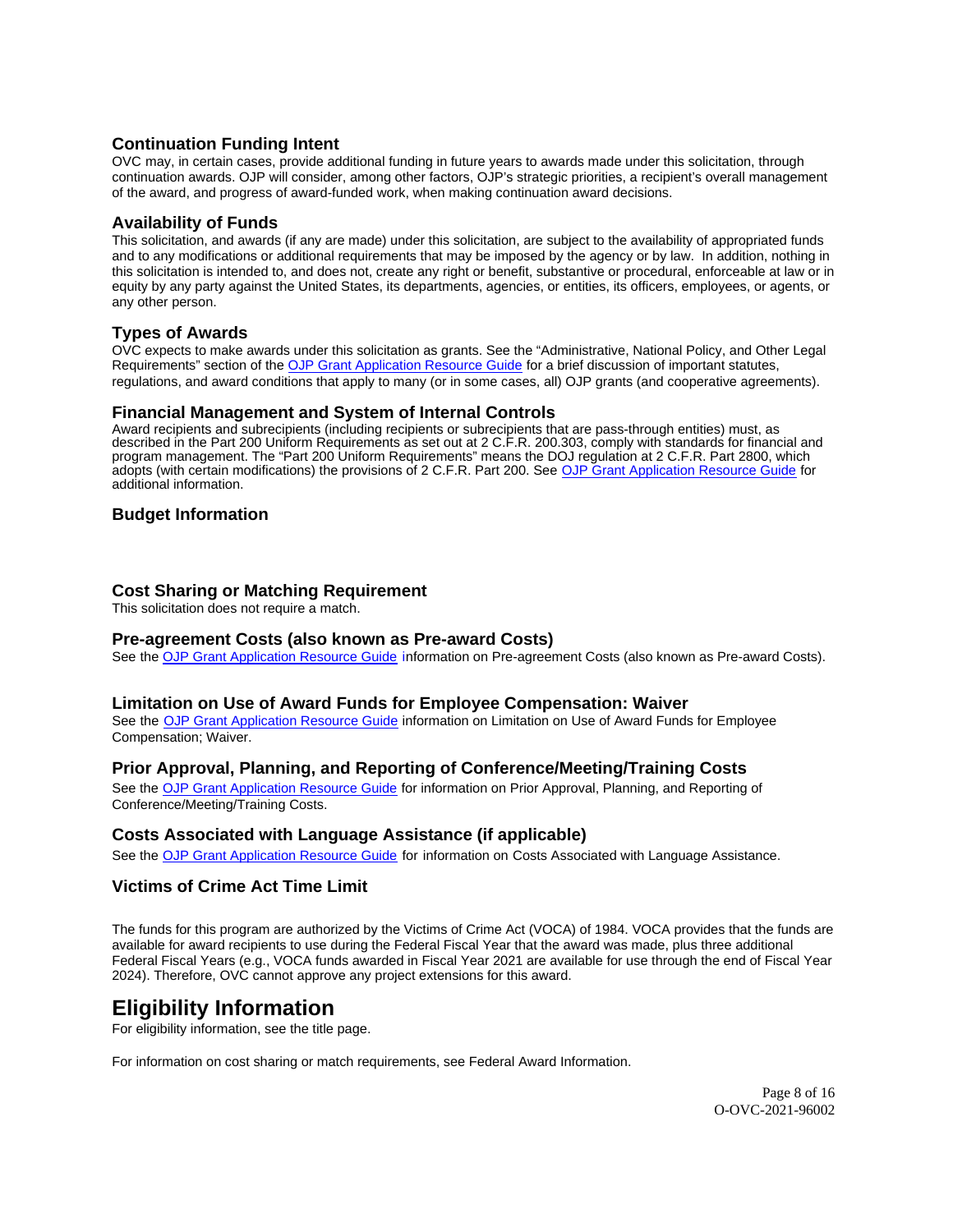### Continuation Funding Intent

OVC may, in certain cases, provide additional funding in future years to awards made under this solicitation, through continuation awards. OJP will consider, among other factors, OJP's strategic priorities, a recipient's overall management of the award, and progress of award-funded work, when making continuation award decisions.

### Availability of Funds

This solicitation, and awards (if any are made) under this solicitation, are subject to the availability of appropriated funds and to any modifications or additional requirements that may be imposed by the agency or by law. In addition, nothing in this solicitation is intended to, and does not, create any right or benefit, substantive or procedural, enforceable at law or in equity by any party against the United States, its departments, agencies, or entities, its officers, employees, or agents, or any other person.

### Types of Awards

OVC expects to make awards under this solicitation as grants. See the "Administrative, National Policy, and Other Legal Requirements" section of the OJP Grant Application Resource Guide for a brief discussion of important statutes, regulations, and award conditions that apply to many (or in some cases, all) OJP grants (and cooperative agreements).

### Financial Management and System of Internal Controls

Award recipients and subrecipients (including recipients or subrecipients that are pass-through entities) must, as described in the Part 200 Uniform Requirements as set out at 2 C.F.R. 200.303, comply with standards for financial and program management. The "Part 200 Uniform Requirements" means the DOJ regulation at 2 C.F.R. Part 2800, which adopts (with certain modifications) the provisions of 2 C.F.R. Part 200. See OJP Grant Application Resource Guide for additional information.

### Budget Information

### Cost Sharing or Matching Requirement

This solicitation does not require a match.

### Pre-agreement Costs (also known as Pre-award Costs)

See the OJP Grant Application Resource Guide information on Pre-agreement Costs (also known as Pre-award Costs).

### Limitation on Use of Award Funds for Employee Compensation: Waiver

See the OJP Grant Application Resource Guide information on Limitation on Use of Award Funds for Employee Compensation; Waiver.

### Prior Approval, Planning, and Reporting of Conference/Meeting/Training Costs

See the OJP Grant Application Resource Guide for information on Prior Approval, Planning, and Reporting of Conference/Meeting/Training Costs.

### Costs Associated with Language Assistance (if applicable)

See the OJP Grant Application Resource Guide for information on Costs Associated with Language Assistance.

### Victims of Crime Act Time Limit

The funds for this program are authorized by the Victims of Crime Act (VOCA) of 1984. VOCA provides that the funds are available for award recipients to use during the Federal Fiscal Year that the award was made, plus three additional Federal Fiscal Years (e.g., VOCA funds awarded in Fiscal Year 2021 are available for use through the end of Fiscal Year 2024). Therefore, OVC cannot approve any project extensions for this award.

## Eligibility Information

For eligibility information, see the title page.

For information on cost sharing or match requirements, see Federal Award Information.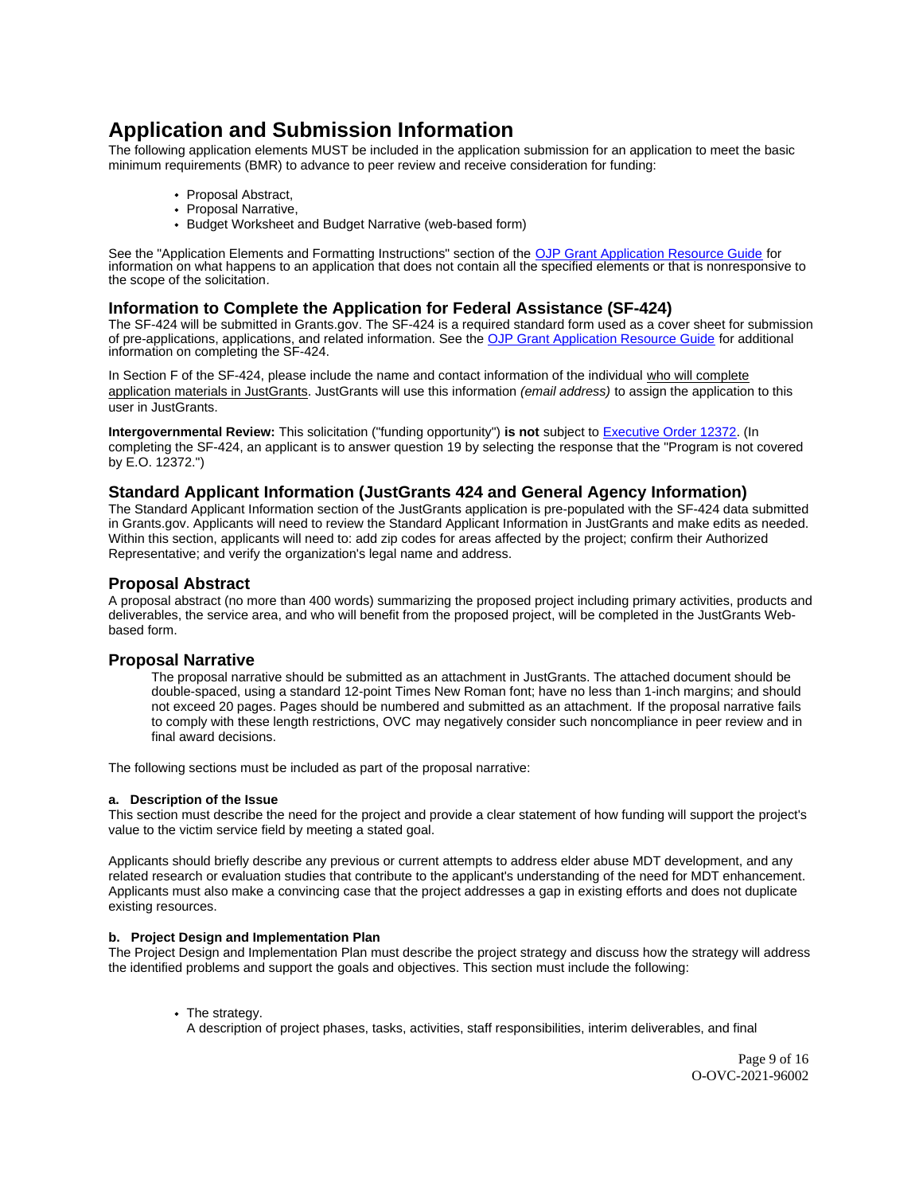# Application and Submission Information

The following application elements MUST be included in the application submission for an application to meet the basic minimum requirements (BMR) to advance to peer review and receive consideration for funding:

- Proposal Abstract,
- Proposal Narrative,
- Budget Worksheet and Budget Narrative (web-based form)

See the "Application Elements and Formatting Instructions" section of the OJP Grant Application Resource Guide for information on what happens to an application that does not contain all the specified elements or that is nonresponsive to the scope of the solicitation.

## Information to Complete the Application for Federal Assistance (SF-424)

The SF-424 will be submitted in Grants.gov. The SF-424 is a required standard form used as a cover sheet for submission of pre-applications, applications, and related information. See the OJP Grant Application Resource Guide for additional information on completing the SF-424.

In Section F of the SF-424, please include the name and contact information of the individual who will complete application materials in JustGrants. JustGrants will use this information *(email address)* to assign the application to this user in JustGrants.

**Intergovernmental Review:** This solicitation ("funding opportunity") **is not** subject to Executive Order 12372. (In completing the SF-424, an applicant is to answer question 19 by selecting the response that the "Program is not covered by E.O. 12372.")

## Standard Applicant Information (JustGrants 424 and General Agency Information)

The Standard Applicant Information section of the JustGrants application is pre-populated with the SF-424 data submitted in Grants.gov. Applicants will need to review the Standard Applicant Information in JustGrants and make edits as needed. Within this section, applicants will need to: add zip codes for areas affected by the project; confirm their Authorized Representative; and verify the organization's legal name and address.

## Proposal Abstract

A proposal abstract (no more than 400 words) summarizing the proposed project including primary activities, products and deliverables, the service area, and who will benefit from the proposed project, will be completed in the JustGrants Web-based form.

## Proposal Narrative

The proposal narrative should be submitted as an attachment in JustGrants. The attached document should be double-spaced, using a standard 12-point Times New Roman font; have no less than 1-inch margins; and should not exceed 20 pages. Pages should be numbered and submitted as an attachment. If the proposal narrative fails to comply with these length restrictions, OVC may negatively consider such noncompliance in peer review and in final award decisions.

The following sections must be included as part of the proposal narrative:

#### a. Description of the Issue

This section must describe the need for the project and provide a clear statement of how funding will support the project's value to the victim service field by meeting a stated goal.

Applicants should briefly describe any previous or current attempts to address elder abuse MDT development, and any related research or evaluation studies that contribute to the applicant's understanding of the need for MDT enhancement. Applicants must also make a convincing case that the project addresses a gap in existing efforts and does not duplicate existing resources.

#### b. Project Design and Implementation Plan

The Project Design and Implementation Plan must describe the project strategy and discuss how the strategy will address the identified problems and support the goals and objectives. This section must include the following:

- The strategy.  
  A description of project phases, tasks, activities, staff responsibilities, interim deliverables, and final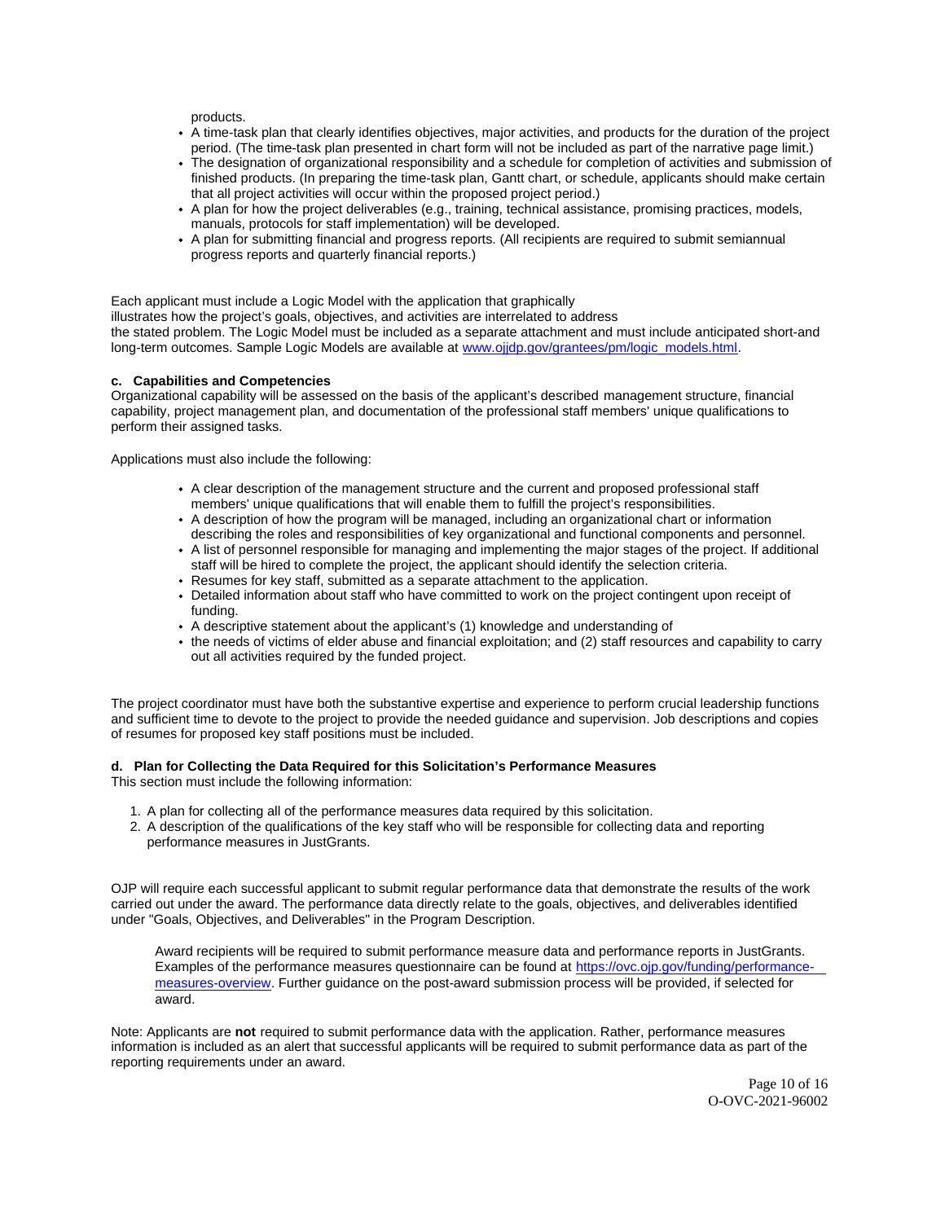products.

- A time-task plan that clearly identifies objectives, major activities, and products for the duration of the project period. (The time-task plan presented in chart form will not be included as part of the narrative page limit.)
- The designation of organizational responsibility and a schedule for completion of activities and submission of finished products. (In preparing the time-task plan, Gantt chart, or schedule, applicants should make certain that all project activities will occur within the proposed project period.)
- A plan for how the project deliverables (e.g., training, technical assistance, promising practices, models, manuals, protocols for staff implementation) will be developed.
- A plan for submitting financial and progress reports. (All recipients are required to submit semiannual progress reports and quarterly financial reports.)

Each applicant must include a Logic Model with the application that graphically illustrates how the project's goals, objectives, and activities are interrelated to address the stated problem. The Logic Model must be included as a separate attachment and must include anticipated short-and long-term outcomes. Sample Logic Models are available at [www.ojjdp.gov/grantees/pm/logic_models.html](www.ojjdp.gov/grantees/pm/logic_models.html).

**c. Capabilities and Competencies**

Organizational capability will be assessed on the basis of the applicant's described management structure, financial capability, project management plan, and documentation of the professional staff members' unique qualifications to perform their assigned tasks.

Applications must also include the following:

- A clear description of the management structure and the current and proposed professional staff members' unique qualifications that will enable them to fulfill the project's responsibilities.
- A description of how the program will be managed, including an organizational chart or information describing the roles and responsibilities of key organizational and functional components and personnel.
- A list of personnel responsible for managing and implementing the major stages of the project. If additional staff will be hired to complete the project, the applicant should identify the selection criteria.
- Resumes for key staff, submitted as a separate attachment to the application.
- Detailed information about staff who have committed to work on the project contingent upon receipt of funding.
- A descriptive statement about the applicant's (1) knowledge and understanding of
- the needs of victims of elder abuse and financial exploitation; and (2) staff resources and capability to carry out all activities required by the funded project.

The project coordinator must have both the substantive expertise and experience to perform crucial leadership functions and sufficient time to devote to the project to provide the needed guidance and supervision. Job descriptions and copies of resumes for proposed key staff positions must be included.

**d. Plan for Collecting the Data Required for this Solicitation's Performance Measures**

This section must include the following information:

1. A plan for collecting all of the performance measures data required by this solicitation.
2. A description of the qualifications of the key staff who will be responsible for collecting data and reporting performance measures in JustGrants.

OJP will require each successful applicant to submit regular performance data that demonstrate the results of the work carried out under the award. The performance data directly relate to the goals, objectives, and deliverables identified under "Goals, Objectives, and Deliverables" in the Program Description.

> Award recipients will be required to submit performance measure data and performance reports in JustGrants. Examples of the performance measures questionnaire can be found at [https://ovc.ojp.gov/funding/performance-measures-overview](https://ovc.ojp.gov/funding/performance-measures-overview). Further guidance on the post-award submission process will be provided, if selected for award.

Note: Applicants are **not** required to submit performance data with the application. Rather, performance measures information is included as an alert that successful applicants will be required to submit performance data as part of the reporting requirements under an award.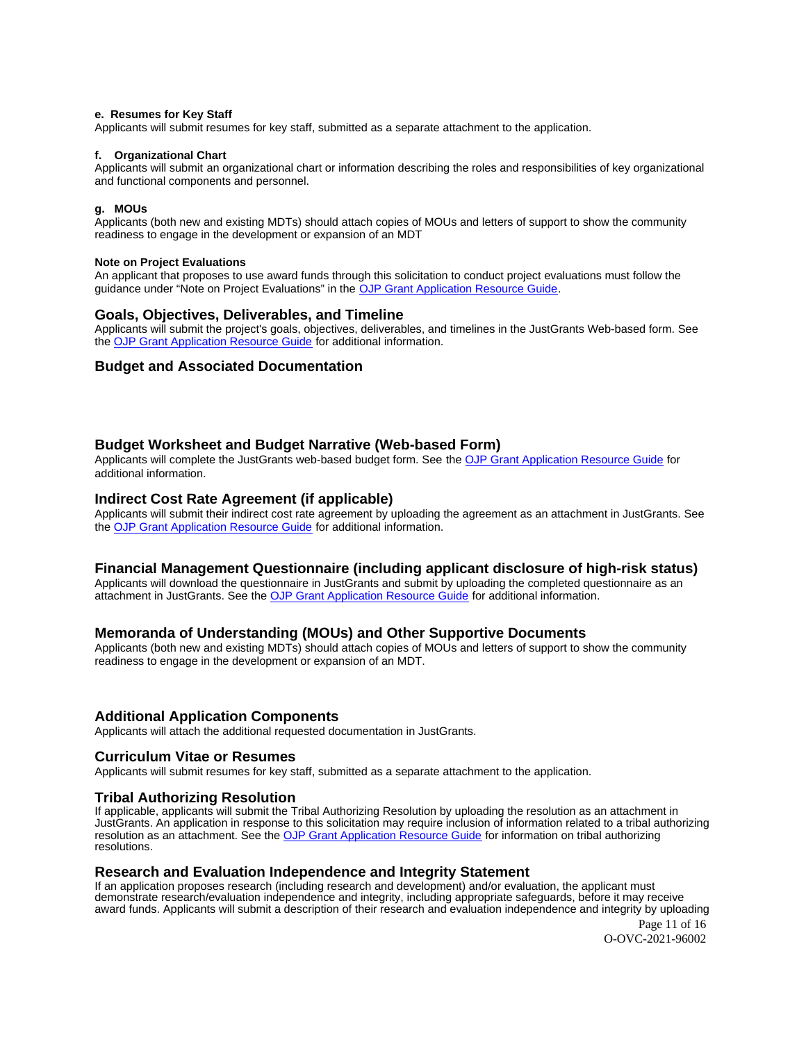**e. Resumes for Key Staff**
Applicants will submit resumes for key staff, submitted as a separate attachment to the application.

**f. Organizational Chart**
Applicants will submit an organizational chart or information describing the roles and responsibilities of key organizational and functional components and personnel.

**g. MOUs**
Applicants (both new and existing MDTs) should attach copies of MOUs and letters of support to show the community readiness to engage in the development or expansion of an MDT

**Note on Project Evaluations**
An applicant that proposes to use award funds through this solicitation to conduct project evaluations must follow the guidance under "Note on Project Evaluations" in the OJP Grant Application Resource Guide.

## Goals, Objectives, Deliverables, and Timeline

Applicants will submit the project's goals, objectives, deliverables, and timelines in the JustGrants Web-based form. See the OJP Grant Application Resource Guide for additional information.

## Budget and Associated Documentation

## Budget Worksheet and Budget Narrative (Web-based Form)

Applicants will complete the JustGrants web-based budget form. See the OJP Grant Application Resource Guide for additional information.

## Indirect Cost Rate Agreement (if applicable)

Applicants will submit their indirect cost rate agreement by uploading the agreement as an attachment in JustGrants. See the OJP Grant Application Resource Guide for additional information.

## Financial Management Questionnaire (including applicant disclosure of high-risk status)

Applicants will download the questionnaire in JustGrants and submit by uploading the completed questionnaire as an attachment in JustGrants. See the OJP Grant Application Resource Guide for additional information.

## Memoranda of Understanding (MOUs) and Other Supportive Documents

Applicants (both new and existing MDTs) should attach copies of MOUs and letters of support to show the community readiness to engage in the development or expansion of an MDT.

## Additional Application Components

Applicants will attach the additional requested documentation in JustGrants.

## Curriculum Vitae or Resumes

Applicants will submit resumes for key staff, submitted as a separate attachment to the application.

## Tribal Authorizing Resolution

If applicable, applicants will submit the Tribal Authorizing Resolution by uploading the resolution as an attachment in JustGrants. An application in response to this solicitation may require inclusion of information related to a tribal authorizing resolution as an attachment. See the OJP Grant Application Resource Guide for information on tribal authorizing resolutions.

## Research and Evaluation Independence and Integrity Statement

If an application proposes research (including research and development) and/or evaluation, the applicant must demonstrate research/evaluation independence and integrity, including appropriate safeguards, before it may receive award funds. Applicants will submit a description of their research and evaluation independence and integrity by uploading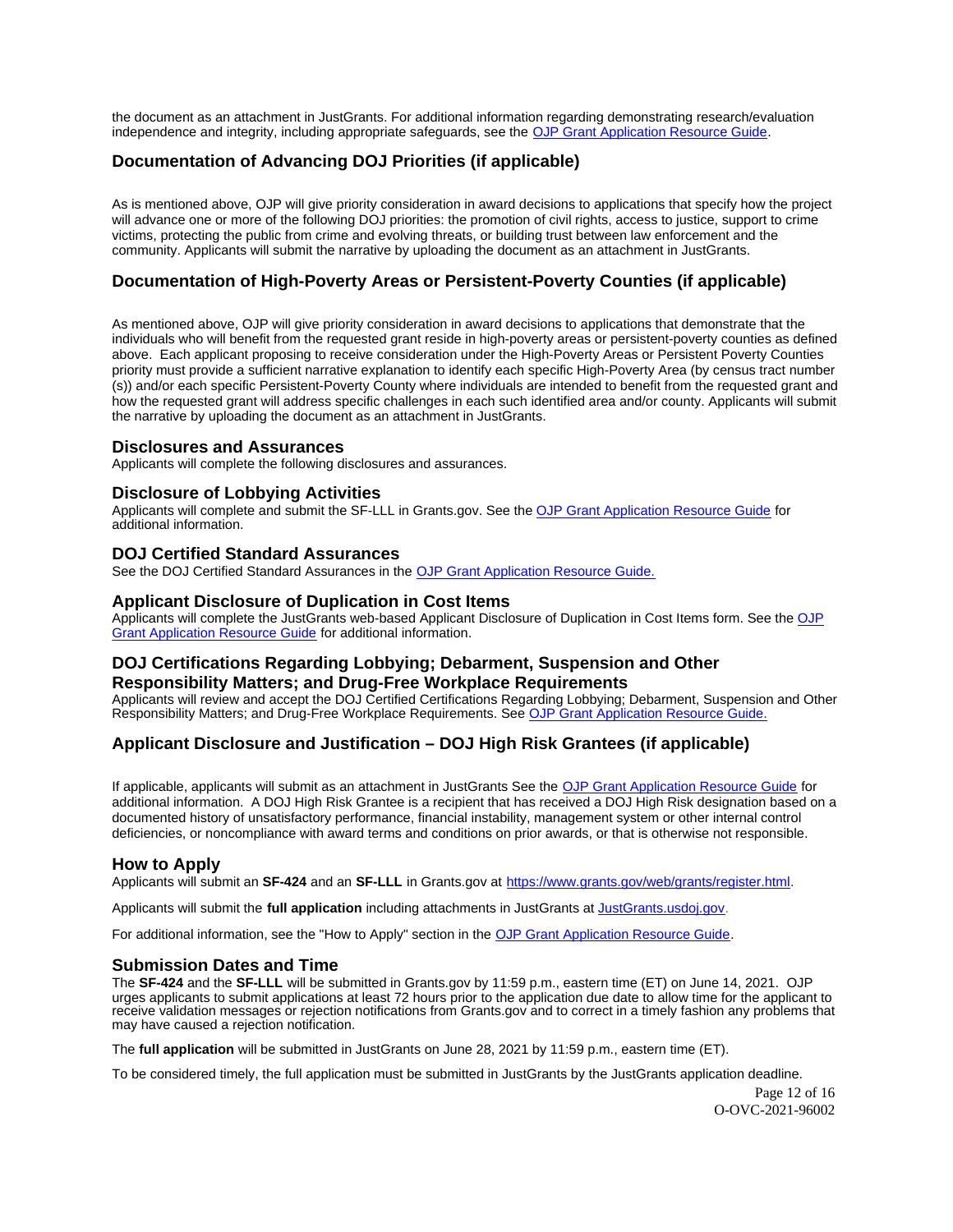the document as an attachment in JustGrants. For additional information regarding demonstrating research/evaluation independence and integrity, including appropriate safeguards, see the [OJP Grant Application Resource Guide](#).

## Documentation of Advancing DOJ Priorities (if applicable)

As is mentioned above, OJP will give priority consideration in award decisions to applications that specify how the project will advance one or more of the following DOJ priorities: the promotion of civil rights, access to justice, support to crime victims, protecting the public from crime and evolving threats, or building trust between law enforcement and the community. Applicants will submit the narrative by uploading the document as an attachment in JustGrants.

## Documentation of High-Poverty Areas or Persistent-Poverty Counties (if applicable)

As mentioned above, OJP will give priority consideration in award decisions to applications that demonstrate that the individuals who will benefit from the requested grant reside in high-poverty areas or persistent-poverty counties as defined above.  Each applicant proposing to receive consideration under the High-Poverty Areas or Persistent Poverty Counties priority must provide a sufficient narrative explanation to identify each specific High-Poverty Area (by census tract number (s)) and/or each specific Persistent-Poverty County where individuals are intended to benefit from the requested grant and how the requested grant will address specific challenges in each such identified area and/or county. Applicants will submit the narrative by uploading the document as an attachment in JustGrants.

### Disclosures and Assurances

Applicants will complete the following disclosures and assurances.

### Disclosure of Lobbying Activities

Applicants will complete and submit the SF-LLL in Grants.gov. See the [OJP Grant Application Resource Guide](#) for additional information.

### DOJ Certified Standard Assurances

See the DOJ Certified Standard Assurances in the [OJP Grant Application Resource Guide.](#)

### Applicant Disclosure of Duplication in Cost Items

Applicants will complete the JustGrants web-based Applicant Disclosure of Duplication in Cost Items form. See the [OJP Grant Application Resource Guide](#) for additional information.

### DOJ Certifications Regarding Lobbying; Debarment, Suspension and Other Responsibility Matters; and Drug-Free Workplace Requirements

Applicants will review and accept the DOJ Certified Certifications Regarding Lobbying; Debarment, Suspension and Other Responsibility Matters; and Drug-Free Workplace Requirements. See [OJP Grant Application Resource Guide.](#)

## Applicant Disclosure and Justification – DOJ High Risk Grantees (if applicable)

If applicable, applicants will submit as an attachment in JustGrants See the [OJP Grant Application Resource Guide](#) for additional information.  A DOJ High Risk Grantee is a recipient that has received a DOJ High Risk designation based on a documented history of unsatisfactory performance, financial instability, management system or other internal control deficiencies, or noncompliance with award terms and conditions on prior awards, or that is otherwise not responsible.

### How to Apply

Applicants will submit an **SF-424** and an **SF-LLL** in Grants.gov at [https://www.grants.gov/web/grants/register.html](https://www.grants.gov/web/grants/register.html).

Applicants will submit the **full application** including attachments in JustGrants at [JustGrants.usdoj.gov](#).

For additional information, see the "How to Apply" section in the [OJP Grant Application Resource Guide](#).

### Submission Dates and Time

The **SF-424** and the **SF-LLL** will be submitted in Grants.gov by 11:59 p.m., eastern time (ET) on June 14, 2021.  OJP urges applicants to submit applications at least 72 hours prior to the application due date to allow time for the applicant to receive validation messages or rejection notifications from Grants.gov and to correct in a timely fashion any problems that may have caused a rejection notification.

The **full application** will be submitted in JustGrants on June 28, 2021 by 11:59 p.m., eastern time (ET).

To be considered timely, the full application must be submitted in JustGrants by the JustGrants application deadline.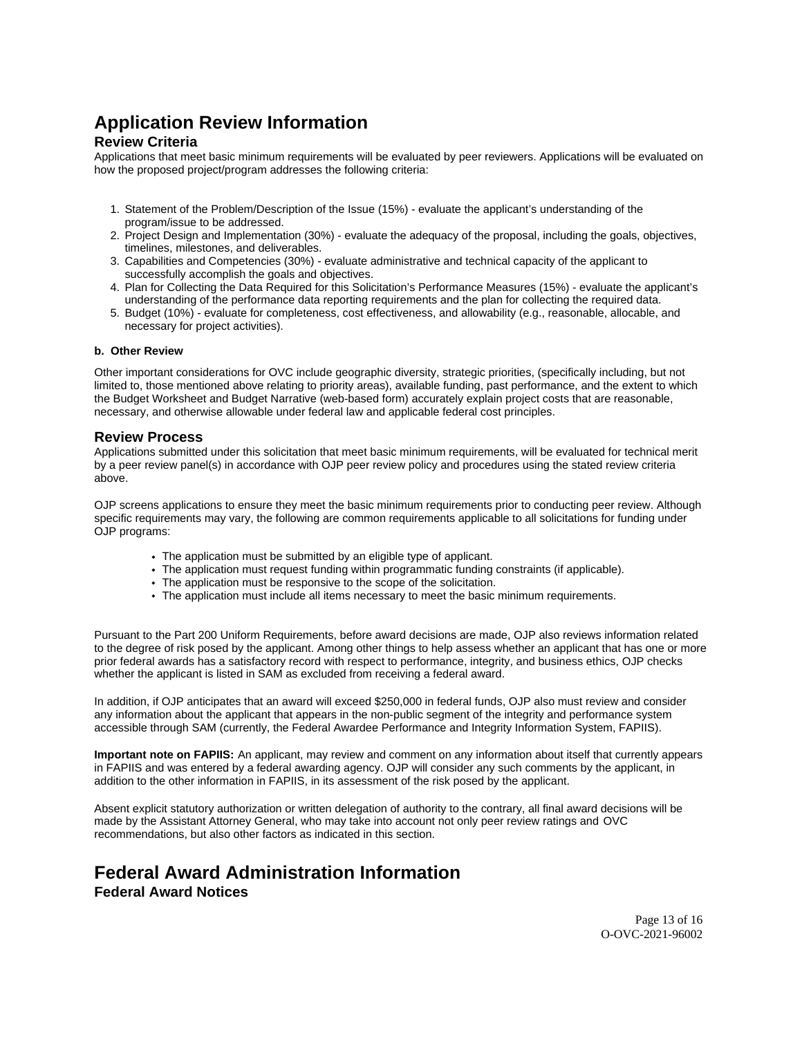# Application Review Information

## Review Criteria

Applications that meet basic minimum requirements will be evaluated by peer reviewers. Applications will be evaluated on how the proposed project/program addresses the following criteria:

1. Statement of the Problem/Description of the Issue (15%) - evaluate the applicant's understanding of the program/issue to be addressed.
2. Project Design and Implementation (30%) - evaluate the adequacy of the proposal, including the goals, objectives, timelines, milestones, and deliverables.
3. Capabilities and Competencies (30%) - evaluate administrative and technical capacity of the applicant to successfully accomplish the goals and objectives.
4. Plan for Collecting the Data Required for this Solicitation's Performance Measures (15%) - evaluate the applicant's understanding of the performance data reporting requirements and the plan for collecting the required data.
5. Budget (10%) - evaluate for completeness, cost effectiveness, and allowability (e.g., reasonable, allocable, and necessary for project activities).

**b. Other Review**

Other important considerations for OVC include geographic diversity, strategic priorities, (specifically including, but not limited to, those mentioned above relating to priority areas), available funding, past performance, and the extent to which the Budget Worksheet and Budget Narrative (web-based form) accurately explain project costs that are reasonable, necessary, and otherwise allowable under federal law and applicable federal cost principles.

## Review Process

Applications submitted under this solicitation that meet basic minimum requirements, will be evaluated for technical merit by a peer review panel(s) in accordance with OJP peer review policy and procedures using the stated review criteria above.

OJP screens applications to ensure they meet the basic minimum requirements prior to conducting peer review. Although specific requirements may vary, the following are common requirements applicable to all solicitations for funding under OJP programs:

- The application must be submitted by an eligible type of applicant.
- The application must request funding within programmatic funding constraints (if applicable).
- The application must be responsive to the scope of the solicitation.
- The application must include all items necessary to meet the basic minimum requirements.

Pursuant to the Part 200 Uniform Requirements, before award decisions are made, OJP also reviews information related to the degree of risk posed by the applicant. Among other things to help assess whether an applicant that has one or more prior federal awards has a satisfactory record with respect to performance, integrity, and business ethics, OJP checks whether the applicant is listed in SAM as excluded from receiving a federal award.

In addition, if OJP anticipates that an award will exceed $250,000 in federal funds, OJP also must review and consider any information about the applicant that appears in the non-public segment of the integrity and performance system accessible through SAM (currently, the Federal Awardee Performance and Integrity Information System, FAPIIS).

**Important note on FAPIIS:** An applicant, may review and comment on any information about itself that currently appears in FAPIIS and was entered by a federal awarding agency. OJP will consider any such comments by the applicant, in addition to the other information in FAPIIS, in its assessment of the risk posed by the applicant.

Absent explicit statutory authorization or written delegation of authority to the contrary, all final award decisions will be made by the Assistant Attorney General, who may take into account not only peer review ratings and OVC recommendations, but also other factors as indicated in this section.

# Federal Award Administration Information

## Federal Award Notices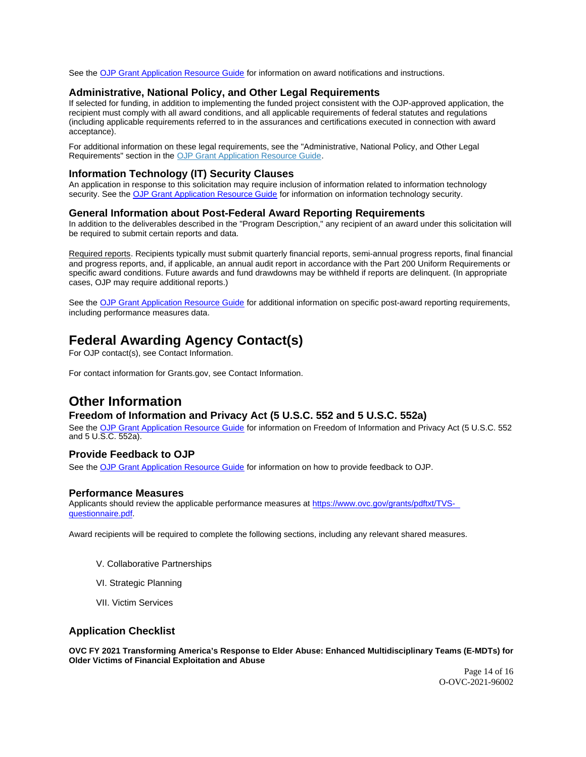See the OJP Grant Application Resource Guide for information on award notifications and instructions.

### Administrative, National Policy, and Other Legal Requirements

If selected for funding, in addition to implementing the funded project consistent with the OJP-approved application, the recipient must comply with all award conditions, and all applicable requirements of federal statutes and regulations (including applicable requirements referred to in the assurances and certifications executed in connection with award acceptance).

For additional information on these legal requirements, see the "Administrative, National Policy, and Other Legal Requirements" section in the OJP Grant Application Resource Guide.

### Information Technology (IT) Security Clauses

An application in response to this solicitation may require inclusion of information related to information technology security. See the OJP Grant Application Resource Guide for information on information technology security.

### General Information about Post-Federal Award Reporting Requirements

In addition to the deliverables described in the "Program Description," any recipient of an award under this solicitation will be required to submit certain reports and data.

Required reports. Recipients typically must submit quarterly financial reports, semi-annual progress reports, final financial and progress reports, and, if applicable, an annual audit report in accordance with the Part 200 Uniform Requirements or specific award conditions. Future awards and fund drawdowns may be withheld if reports are delinquent. (In appropriate cases, OJP may require additional reports.)

See the OJP Grant Application Resource Guide for additional information on specific post-award reporting requirements, including performance measures data.

## Federal Awarding Agency Contact(s)

For OJP contact(s), see Contact Information.

For contact information for Grants.gov, see Contact Information.

## Other Information

### Freedom of Information and Privacy Act (5 U.S.C. 552 and 5 U.S.C. 552a)

See the OJP Grant Application Resource Guide for information on Freedom of Information and Privacy Act (5 U.S.C. 552 and 5 U.S.C. 552a).

### Provide Feedback to OJP

See the OJP Grant Application Resource Guide for information on how to provide feedback to OJP.

### Performance Measures

Applicants should review the applicable performance measures at https://www.ovc.gov/grants/pdftxt/TVS-questionnaire.pdf.

Award recipients will be required to complete the following sections, including any relevant shared measures.

V. Collaborative Partnerships

VI. Strategic Planning

VII. Victim Services

### Application Checklist

**OVC FY 2021 Transforming America's Response to Elder Abuse: Enhanced Multidisciplinary Teams (E-MDTs) for Older Victims of Financial Exploitation and Abuse**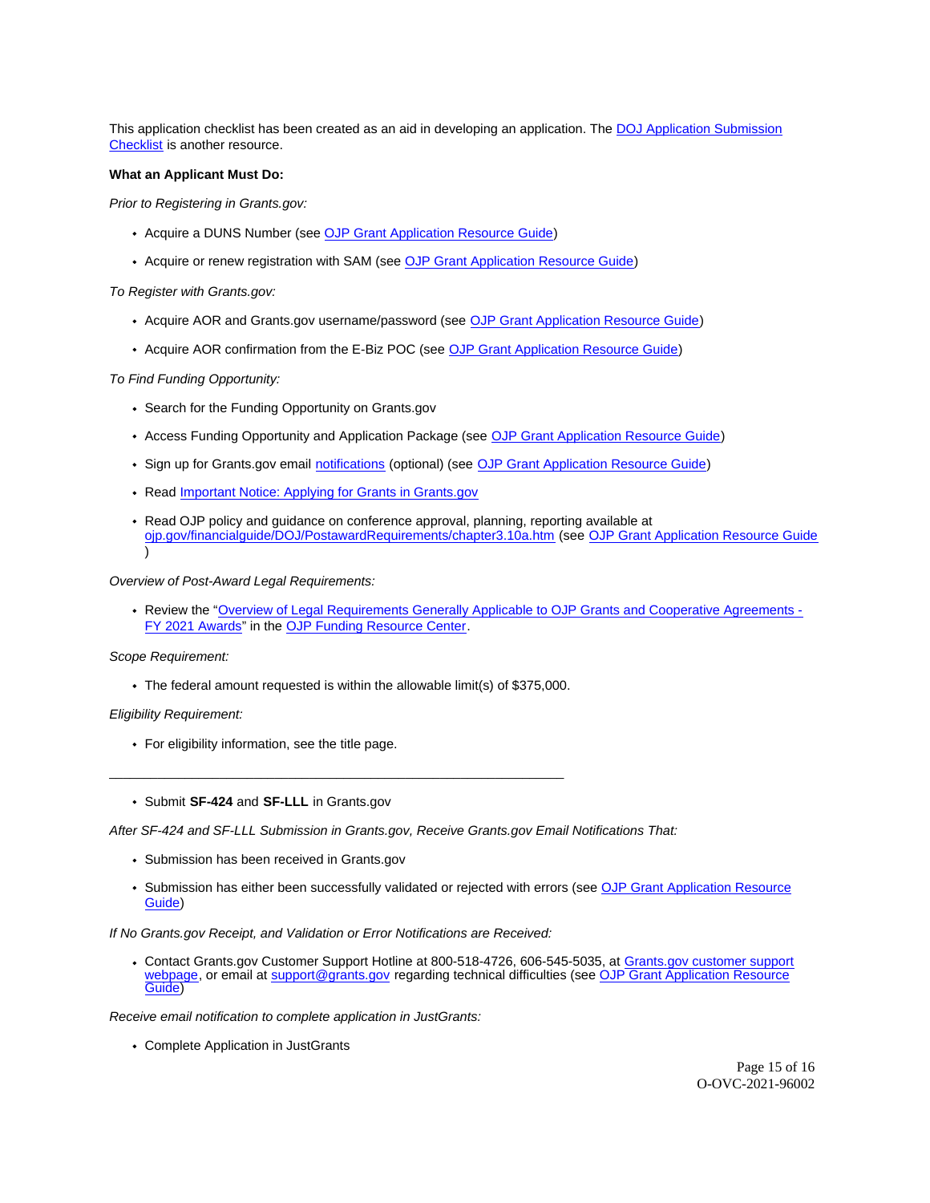This application checklist has been created as an aid in developing an application. The DOJ Application Submission Checklist is another resource.

**What an Applicant Must Do:**

*Prior to Registering in Grants.gov:*

- Acquire a DUNS Number (see OJP Grant Application Resource Guide)
- Acquire or renew registration with SAM (see OJP Grant Application Resource Guide)

*To Register with Grants.gov:*

- Acquire AOR and Grants.gov username/password (see OJP Grant Application Resource Guide)
- Acquire AOR confirmation from the E-Biz POC (see OJP Grant Application Resource Guide)

*To Find Funding Opportunity:*

- Search for the Funding Opportunity on Grants.gov
- Access Funding Opportunity and Application Package (see OJP Grant Application Resource Guide)
- Sign up for Grants.gov email notifications (optional) (see OJP Grant Application Resource Guide)
- Read Important Notice: Applying for Grants in Grants.gov
- Read OJP policy and guidance on conference approval, planning, reporting available at ojp.gov/financialguide/DOJ/PostawardRequirements/chapter3.10a.htm (see OJP Grant Application Resource Guide )

*Overview of Post-Award Legal Requirements:*

- Review the "Overview of Legal Requirements Generally Applicable to OJP Grants and Cooperative Agreements - FY 2021 Awards" in the OJP Funding Resource Center.

*Scope Requirement:*

- The federal amount requested is within the allowable limit(s) of $375,000.

*Eligibility Requirement:*

- For eligibility information, see the title page.

---

- Submit **SF-424** and **SF-LLL** in Grants.gov

*After SF-424 and SF-LLL Submission in Grants.gov, Receive Grants.gov Email Notifications That:*

- Submission has been received in Grants.gov
- Submission has either been successfully validated or rejected with errors (see OJP Grant Application Resource Guide)

*If No Grants.gov Receipt, and Validation or Error Notifications are Received:*

- Contact Grants.gov Customer Support Hotline at 800-518-4726, 606-545-5035, at Grants.gov customer support webpage, or email at support@grants.gov regarding technical difficulties (see OJP Grant Application Resource Guide)

*Receive email notification to complete application in JustGrants:*

- Complete Application in JustGrants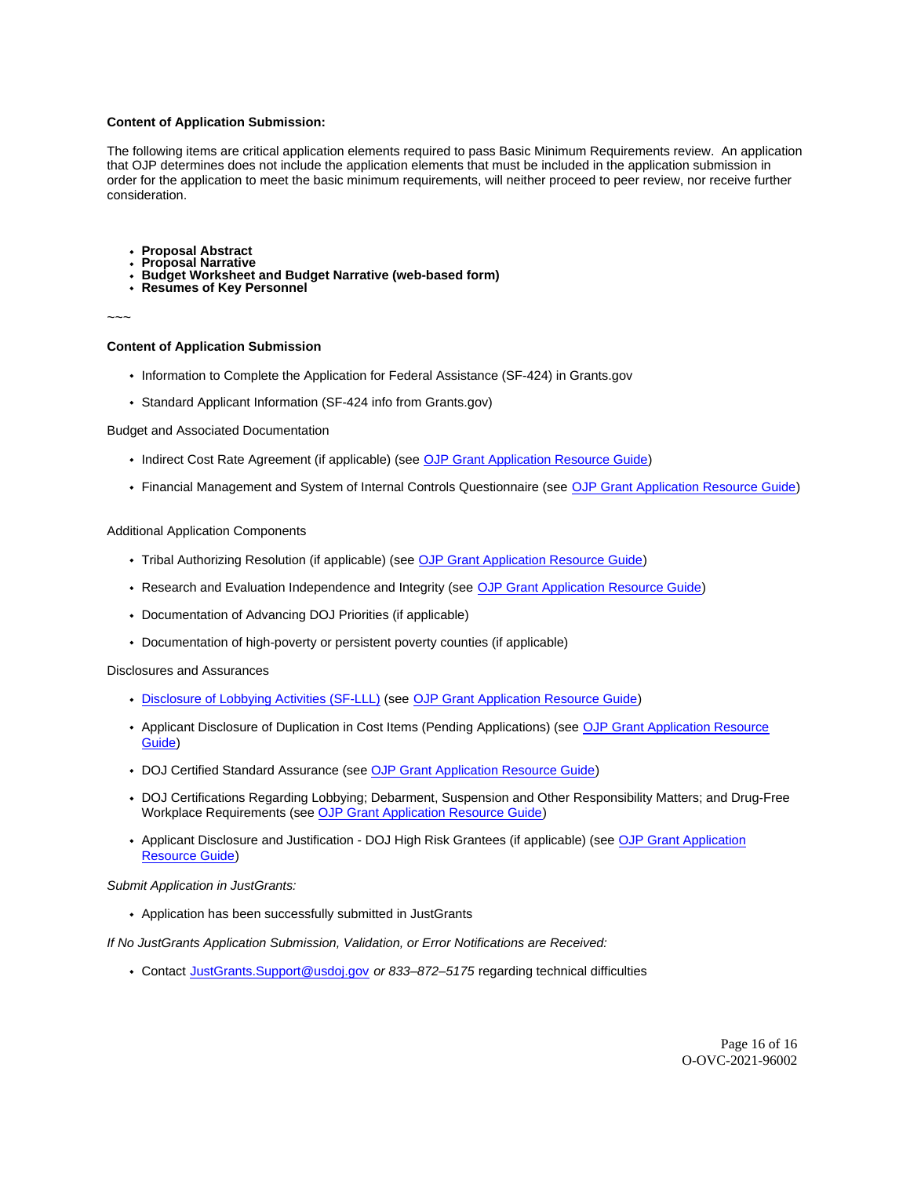**Content of Application Submission:**

The following items are critical application elements required to pass Basic Minimum Requirements review. An application that OJP determines does not include the application elements that must be included in the application submission in order for the application to meet the basic minimum requirements, will neither proceed to peer review, nor receive further consideration.

- **Proposal Abstract**
- **Proposal Narrative**
- **Budget Worksheet and Budget Narrative (web-based form)**
- **Resumes of Key Personnel**

~~~

**Content of Application Submission**

- Information to Complete the Application for Federal Assistance (SF-424) in Grants.gov
- Standard Applicant Information (SF-424 info from Grants.gov)

Budget and Associated Documentation

- Indirect Cost Rate Agreement (if applicable) (see OJP Grant Application Resource Guide)
- Financial Management and System of Internal Controls Questionnaire (see OJP Grant Application Resource Guide)

Additional Application Components

- Tribal Authorizing Resolution (if applicable) (see OJP Grant Application Resource Guide)
- Research and Evaluation Independence and Integrity (see OJP Grant Application Resource Guide)
- Documentation of Advancing DOJ Priorities (if applicable)
- Documentation of high-poverty or persistent poverty counties (if applicable)

Disclosures and Assurances

- Disclosure of Lobbying Activities (SF-LLL) (see OJP Grant Application Resource Guide)
- Applicant Disclosure of Duplication in Cost Items (Pending Applications) (see OJP Grant Application Resource Guide)
- DOJ Certified Standard Assurance (see OJP Grant Application Resource Guide)
- DOJ Certifications Regarding Lobbying; Debarment, Suspension and Other Responsibility Matters; and Drug-Free Workplace Requirements (see OJP Grant Application Resource Guide)
- Applicant Disclosure and Justification - DOJ High Risk Grantees (if applicable) (see OJP Grant Application Resource Guide)

*Submit Application in JustGrants:*

- Application has been successfully submitted in JustGrants

*If No JustGrants Application Submission, Validation, or Error Notifications are Received:*

- Contact JustGrants.Support@usdoj.gov *or 833–872–5175* regarding technical difficulties